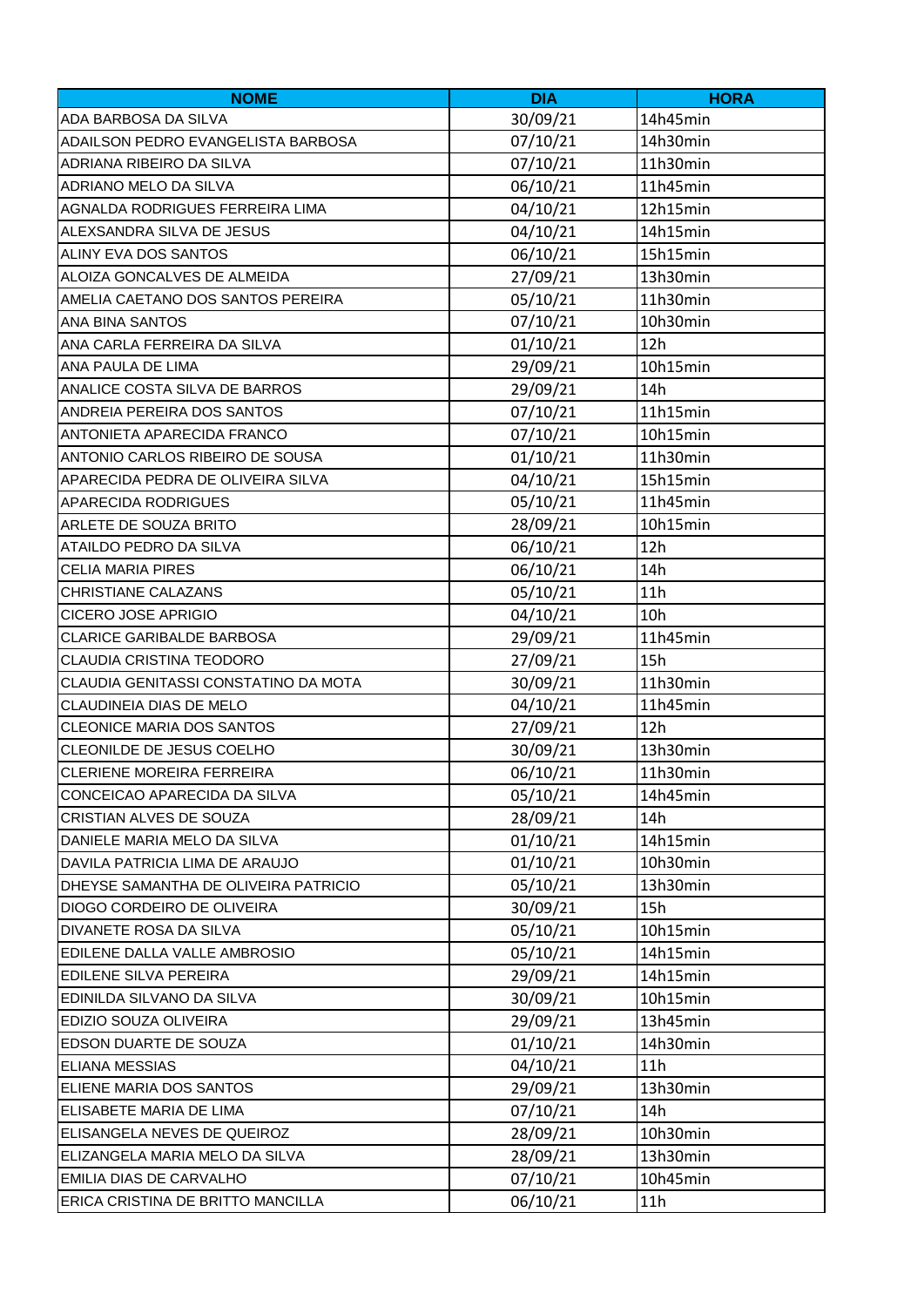| NOME | DIA | HORA |
|---|---|---|
| ADA BARBOSA DA SILVA | 30/09/21 | 14h45min |
| ADAILSON PEDRO EVANGELISTA BARBOSA | 07/10/21 | 14h30min |
| ADRIANA RIBEIRO DA SILVA | 07/10/21 | 11h30min |
| ADRIANO MELO DA SILVA | 06/10/21 | 11h45min |
| AGNALDA RODRIGUES FERREIRA LIMA | 04/10/21 | 12h15min |
| ALEXSANDRA SILVA DE JESUS | 04/10/21 | 14h15min |
| ALINY EVA DOS SANTOS | 06/10/21 | 15h15min |
| ALOIZA GONCALVES DE ALMEIDA | 27/09/21 | 13h30min |
| AMELIA CAETANO DOS SANTOS PEREIRA | 05/10/21 | 11h30min |
| ANA BINA SANTOS | 07/10/21 | 10h30min |
| ANA CARLA FERREIRA DA SILVA | 01/10/21 | 12h |
| ANA PAULA DE LIMA | 29/09/21 | 10h15min |
| ANALICE COSTA SILVA DE BARROS | 29/09/21 | 14h |
| ANDREIA PEREIRA DOS SANTOS | 07/10/21 | 11h15min |
| ANTONIETA APARECIDA FRANCO | 07/10/21 | 10h15min |
| ANTONIO CARLOS RIBEIRO DE SOUSA | 01/10/21 | 11h30min |
| APARECIDA PEDRA DE OLIVEIRA SILVA | 04/10/21 | 15h15min |
| APARECIDA RODRIGUES | 05/10/21 | 11h45min |
| ARLETE DE SOUZA BRITO | 28/09/21 | 10h15min |
| ATAILDO PEDRO DA SILVA | 06/10/21 | 12h |
| CELIA MARIA PIRES | 06/10/21 | 14h |
| CHRISTIANE CALAZANS | 05/10/21 | 11h |
| CICERO JOSE APRIGIO | 04/10/21 | 10h |
| CLARICE GARIBALDE BARBOSA | 29/09/21 | 11h45min |
| CLAUDIA CRISTINA TEODORO | 27/09/21 | 15h |
| CLAUDIA GENITASSI CONSTATINO DA MOTA | 30/09/21 | 11h30min |
| CLAUDINEIA DIAS DE MELO | 04/10/21 | 11h45min |
| CLEONICE MARIA DOS SANTOS | 27/09/21 | 12h |
| CLEONILDE DE JESUS COELHO | 30/09/21 | 13h30min |
| CLERIENE MOREIRA FERREIRA | 06/10/21 | 11h30min |
| CONCEICAO APARECIDA DA SILVA | 05/10/21 | 14h45min |
| CRISTIAN ALVES DE SOUZA | 28/09/21 | 14h |
| DANIELE MARIA MELO DA SILVA | 01/10/21 | 14h15min |
| DAVILA PATRICIA LIMA DE ARAUJO | 01/10/21 | 10h30min |
| DHEYSE SAMANTHA DE OLIVEIRA PATRICIO | 05/10/21 | 13h30min |
| DIOGO CORDEIRO DE OLIVEIRA | 30/09/21 | 15h |
| DIVANETE ROSA DA SILVA | 05/10/21 | 10h15min |
| EDILENE DALLA VALLE AMBROSIO | 05/10/21 | 14h15min |
| EDILENE SILVA PEREIRA | 29/09/21 | 14h15min |
| EDINILDA SILVANO DA SILVA | 30/09/21 | 10h15min |
| EDIZIO SOUZA OLIVEIRA | 29/09/21 | 13h45min |
| EDSON DUARTE DE SOUZA | 01/10/21 | 14h30min |
| ELIANA MESSIAS | 04/10/21 | 11h |
| ELIENE MARIA DOS SANTOS | 29/09/21 | 13h30min |
| ELISABETE MARIA DE LIMA | 07/10/21 | 14h |
| ELISANGELA NEVES DE QUEIROZ | 28/09/21 | 10h30min |
| ELIZANGELA MARIA MELO DA SILVA | 28/09/21 | 13h30min |
| EMILIA DIAS DE CARVALHO | 07/10/21 | 10h45min |
| ERICA CRISTINA DE BRITTO MANCILLA | 06/10/21 | 11h |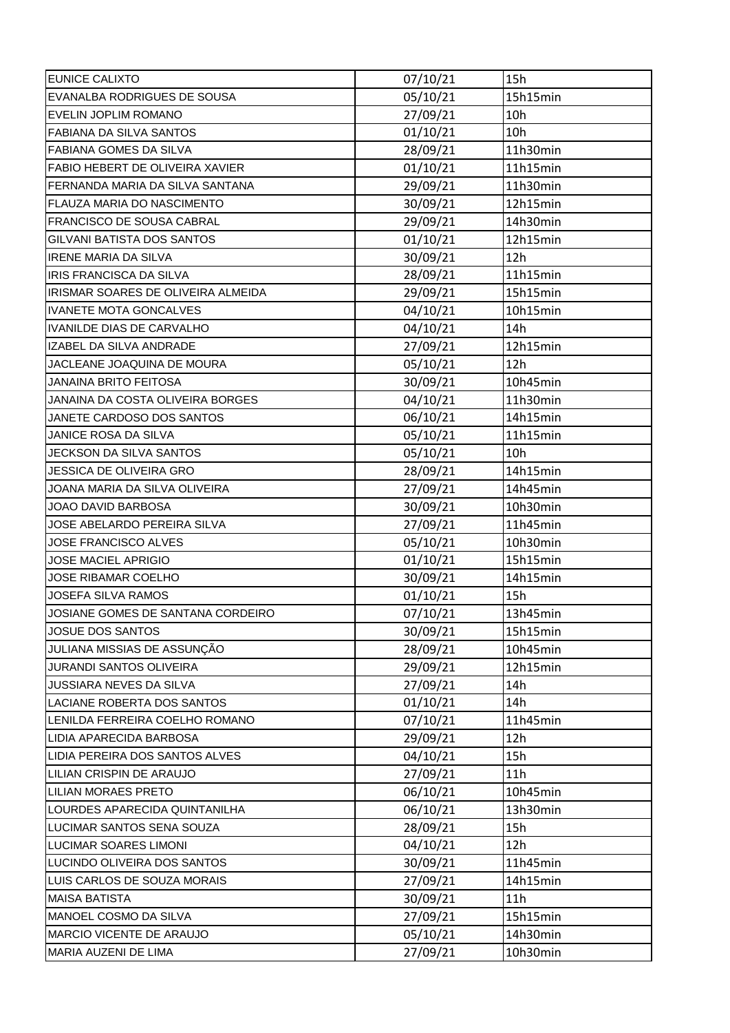| EUNICE CALIXTO | 07/10/21 | 15h |
|---|---|---|
| EVANALBA RODRIGUES DE SOUSA | 05/10/21 | 15h15min |
| EVELIN JOPLIM ROMANO | 27/09/21 | 10h |
| FABIANA DA SILVA SANTOS | 01/10/21 | 10h |
| FABIANA GOMES DA SILVA | 28/09/21 | 11h30min |
| FABIO HEBERT DE OLIVEIRA XAVIER | 01/10/21 | 11h15min |
| FERNANDA MARIA DA SILVA SANTANA | 29/09/21 | 11h30min |
| FLAUZA MARIA DO NASCIMENTO | 30/09/21 | 12h15min |
| FRANCISCO DE SOUSA CABRAL | 29/09/21 | 14h30min |
| GILVANI BATISTA DOS SANTOS | 01/10/21 | 12h15min |
| IRENE MARIA DA SILVA | 30/09/21 | 12h |
| IRIS FRANCISCA DA SILVA | 28/09/21 | 11h15min |
| IRISMAR SOARES DE OLIVEIRA ALMEIDA | 29/09/21 | 15h15min |
| IVANETE MOTA GONCALVES | 04/10/21 | 10h15min |
| IVANILDE DIAS DE CARVALHO | 04/10/21 | 14h |
| IZABEL DA SILVA ANDRADE | 27/09/21 | 12h15min |
| JACLEANE JOAQUINA DE MOURA | 05/10/21 | 12h |
| JANAINA BRITO FEITOSA | 30/09/21 | 10h45min |
| JANAINA DA COSTA OLIVEIRA BORGES | 04/10/21 | 11h30min |
| JANETE CARDOSO DOS SANTOS | 06/10/21 | 14h15min |
| JANICE ROSA DA SILVA | 05/10/21 | 11h15min |
| JECKSON DA SILVA SANTOS | 05/10/21 | 10h |
| JESSICA DE OLIVEIRA GRO | 28/09/21 | 14h15min |
| JOANA MARIA DA SILVA OLIVEIRA | 27/09/21 | 14h45min |
| JOAO DAVID BARBOSA | 30/09/21 | 10h30min |
| JOSE ABELARDO PEREIRA SILVA | 27/09/21 | 11h45min |
| JOSE FRANCISCO ALVES | 05/10/21 | 10h30min |
| JOSE MACIEL APRIGIO | 01/10/21 | 15h15min |
| JOSE RIBAMAR COELHO | 30/09/21 | 14h15min |
| JOSEFA SILVA RAMOS | 01/10/21 | 15h |
| JOSIANE GOMES DE SANTANA CORDEIRO | 07/10/21 | 13h45min |
| JOSUE DOS SANTOS | 30/09/21 | 15h15min |
| JULIANA MISSIAS DE ASSUNÇÃO | 28/09/21 | 10h45min |
| JURANDI SANTOS OLIVEIRA | 29/09/21 | 12h15min |
| JUSSIARA NEVES DA SILVA | 27/09/21 | 14h |
| LACIANE ROBERTA DOS SANTOS | 01/10/21 | 14h |
| LENILDA FERREIRA COELHO ROMANO | 07/10/21 | 11h45min |
| LIDIA APARECIDA BARBOSA | 29/09/21 | 12h |
| LIDIA PEREIRA DOS SANTOS ALVES | 04/10/21 | 15h |
| LILIAN CRISPIN DE ARAUJO | 27/09/21 | 11h |
| LILIAN MORAES PRETO | 06/10/21 | 10h45min |
| LOURDES APARECIDA QUINTANILHA | 06/10/21 | 13h30min |
| LUCIMAR SANTOS SENA SOUZA | 28/09/21 | 15h |
| LUCIMAR SOARES LIMONI | 04/10/21 | 12h |
| LUCINDO OLIVEIRA DOS SANTOS | 30/09/21 | 11h45min |
| LUIS CARLOS DE SOUZA MORAIS | 27/09/21 | 14h15min |
| MAISA BATISTA | 30/09/21 | 11h |
| MANOEL COSMO DA SILVA | 27/09/21 | 15h15min |
| MARCIO VICENTE DE ARAUJO | 05/10/21 | 14h30min |
| MARIA AUZENI DE LIMA | 27/09/21 | 10h30min |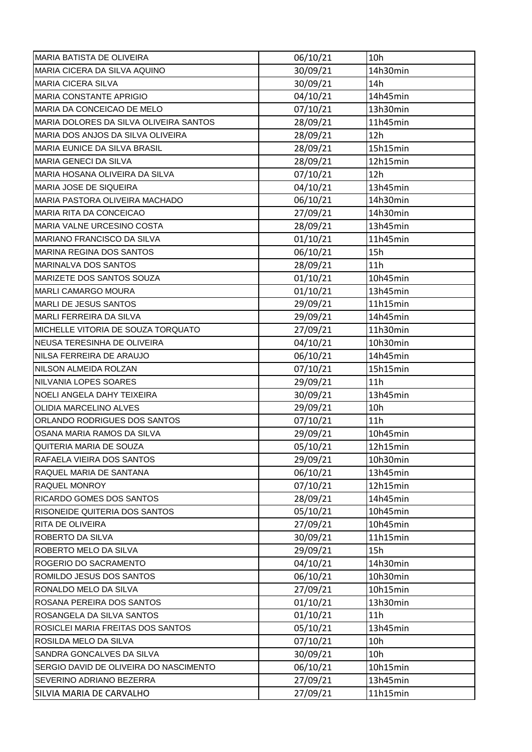| | | |
|---|---|---|
| MARIA BATISTA DE OLIVEIRA | 06/10/21 | 10h |
| MARIA CICERA DA SILVA AQUINO | 30/09/21 | 14h30min |
| MARIA CICERA SILVA | 30/09/21 | 14h |
| MARIA CONSTANTE APRIGIO | 04/10/21 | 14h45min |
| MARIA DA CONCEICAO DE MELO | 07/10/21 | 13h30min |
| MARIA DOLORES DA SILVA OLIVEIRA SANTOS | 28/09/21 | 11h45min |
| MARIA DOS ANJOS DA SILVA OLIVEIRA | 28/09/21 | 12h |
| MARIA EUNICE DA SILVA BRASIL | 28/09/21 | 15h15min |
| MARIA GENECI DA SILVA | 28/09/21 | 12h15min |
| MARIA HOSANA OLIVEIRA DA SILVA | 07/10/21 | 12h |
| MARIA JOSE DE SIQUEIRA | 04/10/21 | 13h45min |
| MARIA PASTORA OLIVEIRA MACHADO | 06/10/21 | 14h30min |
| MARIA RITA DA CONCEICAO | 27/09/21 | 14h30min |
| MARIA VALNE URCESINO COSTA | 28/09/21 | 13h45min |
| MARIANO FRANCISCO DA SILVA | 01/10/21 | 11h45min |
| MARINA REGINA DOS SANTOS | 06/10/21 | 15h |
| MARINALVA DOS SANTOS | 28/09/21 | 11h |
| MARIZETE DOS SANTOS SOUZA | 01/10/21 | 10h45min |
| MARLI CAMARGO MOURA | 01/10/21 | 13h45min |
| MARLI DE JESUS SANTOS | 29/09/21 | 11h15min |
| MARLI FERREIRA DA SILVA | 29/09/21 | 14h45min |
| MICHELLE VITORIA DE SOUZA TORQUATO | 27/09/21 | 11h30min |
| NEUSA TERESINHA DE OLIVEIRA | 04/10/21 | 10h30min |
| NILSA FERREIRA DE ARAUJO | 06/10/21 | 14h45min |
| NILSON ALMEIDA ROLZAN | 07/10/21 | 15h15min |
| NILVANIA LOPES SOARES | 29/09/21 | 11h |
| NOELI ANGELA DAHY TEIXEIRA | 30/09/21 | 13h45min |
| OLIDIA MARCELINO ALVES | 29/09/21 | 10h |
| ORLANDO RODRIGUES DOS SANTOS | 07/10/21 | 11h |
| OSANA MARIA RAMOS DA SILVA | 29/09/21 | 10h45min |
| QUITERIA MARIA DE SOUZA | 05/10/21 | 12h15min |
| RAFAELA VIEIRA DOS SANTOS | 29/09/21 | 10h30min |
| RAQUEL MARIA DE SANTANA | 06/10/21 | 13h45min |
| RAQUEL MONROY | 07/10/21 | 12h15min |
| RICARDO GOMES DOS SANTOS | 28/09/21 | 14h45min |
| RISONEIDE QUITERIA DOS SANTOS | 05/10/21 | 10h45min |
| RITA DE OLIVEIRA | 27/09/21 | 10h45min |
| ROBERTO DA SILVA | 30/09/21 | 11h15min |
| ROBERTO MELO DA SILVA | 29/09/21 | 15h |
| ROGERIO DO SACRAMENTO | 04/10/21 | 14h30min |
| ROMILDO JESUS DOS SANTOS | 06/10/21 | 10h30min |
| RONALDO MELO DA SILVA | 27/09/21 | 10h15min |
| ROSANA PEREIRA DOS SANTOS | 01/10/21 | 13h30min |
| ROSANGELA DA SILVA SANTOS | 01/10/21 | 11h |
| ROSICLEI MARIA FREITAS DOS SANTOS | 05/10/21 | 13h45min |
| ROSILDA MELO DA SILVA | 07/10/21 | 10h |
| SANDRA GONCALVES DA SILVA | 30/09/21 | 10h |
| SERGIO DAVID DE OLIVEIRA DO NASCIMENTO | 06/10/21 | 10h15min |
| SEVERINO ADRIANO BEZERRA | 27/09/21 | 13h45min |
| SILVIA MARIA DE CARVALHO | 27/09/21 | 11h15min |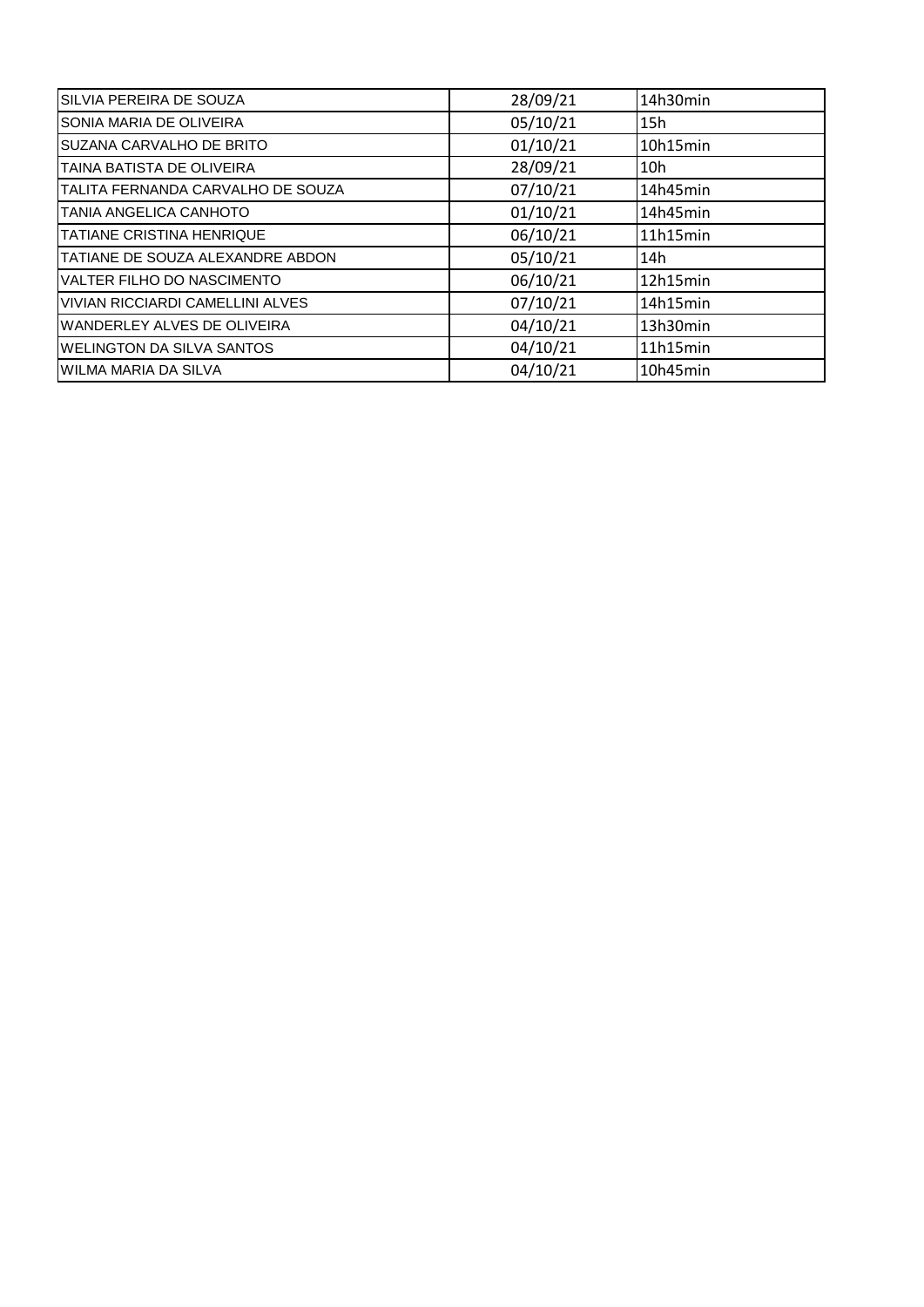| | | |
|---|---|---|
| SILVIA PEREIRA DE SOUZA | 28/09/21 | 14h30min |
| SONIA MARIA DE OLIVEIRA | 05/10/21 | 15h |
| SUZANA CARVALHO DE BRITO | 01/10/21 | 10h15min |
| TAINA BATISTA DE OLIVEIRA | 28/09/21 | 10h |
| TALITA FERNANDA CARVALHO DE SOUZA | 07/10/21 | 14h45min |
| TANIA ANGELICA CANHOTO | 01/10/21 | 14h45min |
| TATIANE CRISTINA HENRIQUE | 06/10/21 | 11h15min |
| TATIANE DE SOUZA ALEXANDRE ABDON | 05/10/21 | 14h |
| VALTER FILHO DO NASCIMENTO | 06/10/21 | 12h15min |
| VIVIAN RICCIARDI CAMELLINI ALVES | 07/10/21 | 14h15min |
| WANDERLEY ALVES DE OLIVEIRA | 04/10/21 | 13h30min |
| WELINGTON DA SILVA SANTOS | 04/10/21 | 11h15min |
| WILMA MARIA DA SILVA | 04/10/21 | 10h45min |